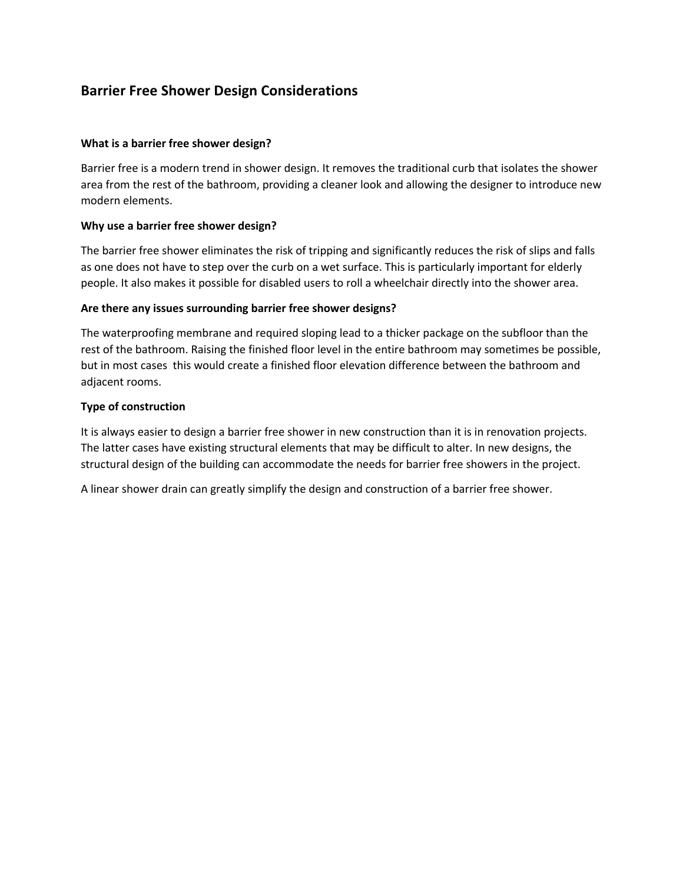## Barrier Free Shower Design Considerations

**What is a barrier free shower design?**

Barrier free is a modern trend in shower design. It removes the traditional curb that isolates the shower area from the rest of the bathroom, providing a cleaner look and allowing the designer to introduce new modern elements.

**Why use a barrier free shower design?**

The barrier free shower eliminates the risk of tripping and significantly reduces the risk of slips and falls as one does not have to step over the curb on a wet surface. This is particularly important for elderly people. It also makes it possible for disabled users to roll a wheelchair directly into the shower area.

**Are there any issues surrounding barrier free shower designs?**

The waterproofing membrane and required sloping lead to a thicker package on the subfloor than the rest of the bathroom. Raising the finished floor level in the entire bathroom may sometimes be possible, but in most cases this would create a finished floor elevation difference between the bathroom and adjacent rooms.

**Type of construction**

It is always easier to design a barrier free shower in new construction than it is in renovation projects. The latter cases have existing structural elements that may be difficult to alter. In new designs, the structural design of the building can accommodate the needs for barrier free showers in the project.

A linear shower drain can greatly simplify the design and construction of a barrier free shower.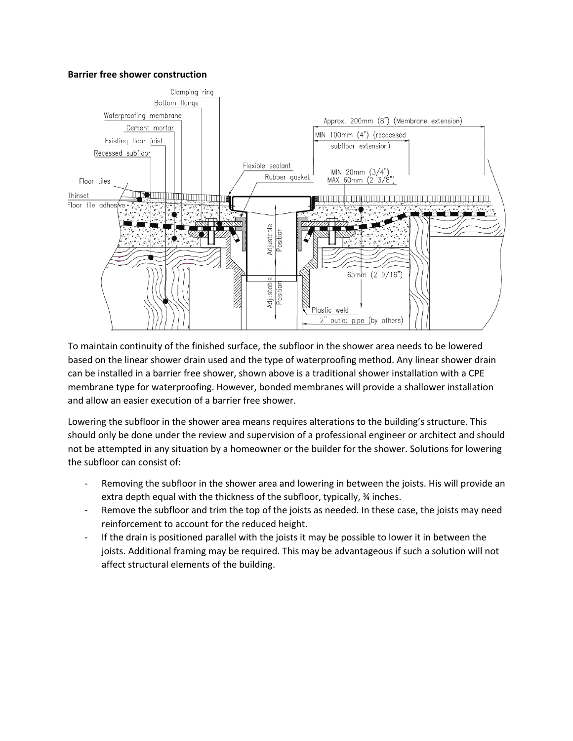**Barrier free shower construction**

Clamping ring
Bottom flange
Waterproofing membrane
Cement mortar
Existing floor joist
Recessed subfloor
Floor tiles
Thinset
Floor tile adhesive
Flexible sealant
Rubber gasket
Approx. 200mm (8") (Membrane extension)
MIN 100mm (4") (reccessed subfloor extension)
MIN 20mm (3/4")
MAX 60mm (2 3/8")
Adjustable Position
Adjustable Position
65mm (2 9/16")
Plastic weld
2" outlet pipe (by others)

To maintain continuity of the finished surface, the subfloor in the shower area needs to be lowered based on the linear shower drain used and the type of waterproofing method. Any linear shower drain can be installed in a barrier free shower, shown above is a traditional shower installation with a CPE membrane type for waterproofing. However, bonded membranes will provide a shallower installation and allow an easier execution of a barrier free shower.

Lowering the subfloor in the shower area means requires alterations to the building's structure. This should only be done under the review and supervision of a professional engineer or architect and should not be attempted in any situation by a homeowner or the builder for the shower. Solutions for lowering the subfloor can consist of:

- Removing the subfloor in the shower area and lowering in between the joists. His will provide an extra depth equal with the thickness of the subfloor, typically, ¾ inches.
- Remove the subfloor and trim the top of the joists as needed. In these case, the joists may need reinforcement to account for the reduced height.
- If the drain is positioned parallel with the joists it may be possible to lower it in between the joists. Additional framing may be required. This may be advantageous if such a solution will not affect structural elements of the building.